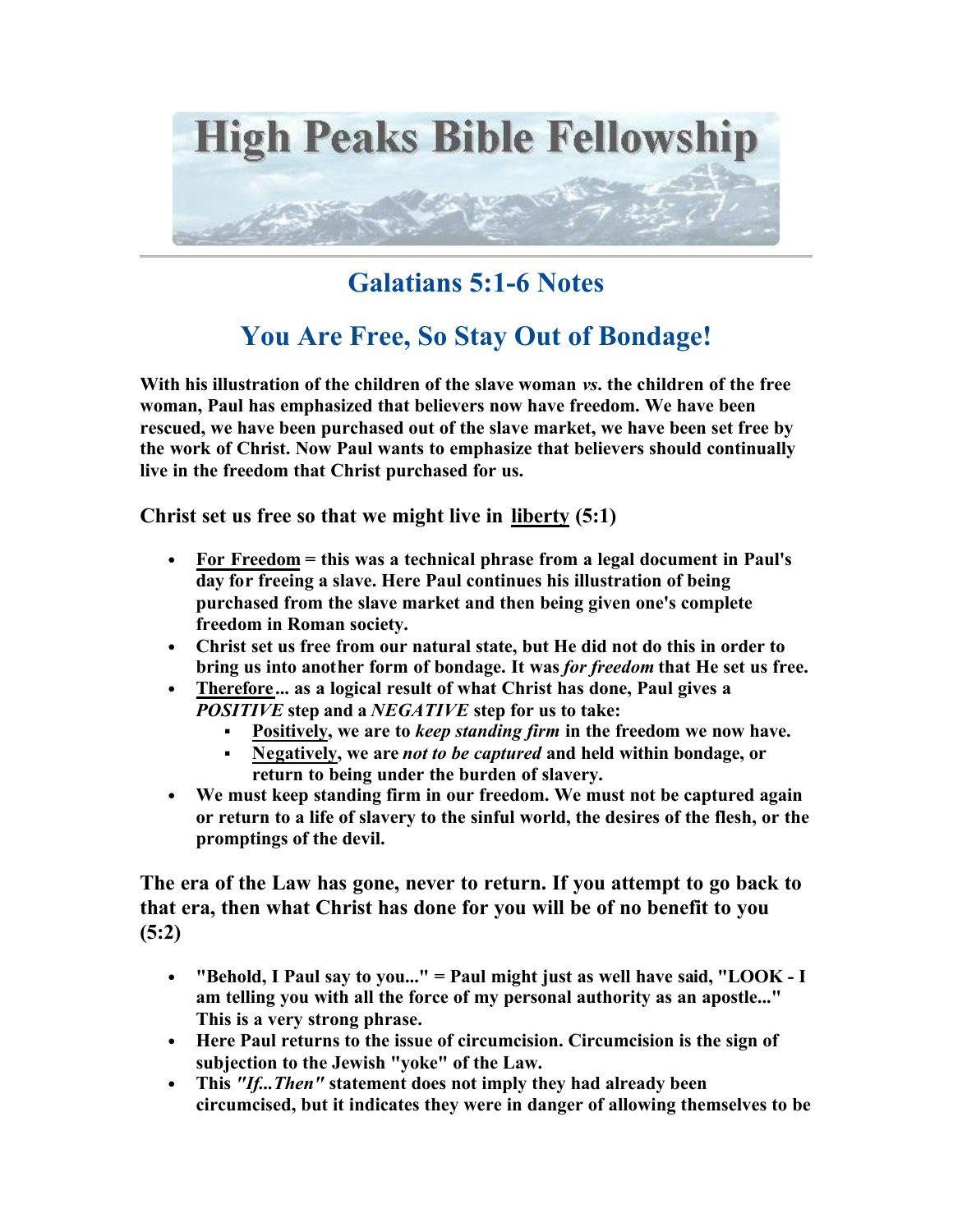# High Peaks Bible Fellowship

## Galatians 5:1-6 Notes

## You Are Free, So Stay Out of Bondage!

**With his illustration of the children of the slave woman *vs.* the children of the free woman, Paul has emphasized that believers now have freedom. We have been rescued, we have been purchased out of the slave market, we have been set free by the work of Christ. Now Paul wants to emphasize that believers should continually live in the freedom that Christ purchased for us.**

### Christ set us free so that we might live in <u>liberty</u> (5:1)

- **<u>For Freedom</u> = this was a technical phrase from a legal document in Paul's day for freeing a slave. Here Paul continues his illustration of being purchased from the slave market and then being given one's complete freedom in Roman society.**
- **Christ set us free from our natural state, but He did not do this in order to bring us into another form of bondage. It was *for freedom* that He set us free.**
- **<u>Therefore</u>... as a logical result of what Christ has done, Paul gives a *POSITIVE* step and a *NEGATIVE* step for us to take:**
  - **<u>Positively</u>, we are to *keep standing firm* in the freedom we now have.**
  - **<u>Negatively</u>, we are *not to be captured* and held within bondage, or return to being under the burden of slavery.**
- **We must keep standing firm in our freedom. We must not be captured again or return to a life of slavery to the sinful world, the desires of the flesh, or the promptings of the devil.**

### The era of the Law has gone, never to return. If you attempt to go back to that era, then what Christ has done for you will be of no benefit to you (5:2)

- **"Behold, I Paul say to you..." = Paul might just as well have said, "LOOK - I am telling you with all the force of my personal authority as an apostle..." This is a very strong phrase.**
- **Here Paul returns to the issue of circumcision. Circumcision is the sign of subjection to the Jewish "yoke" of the Law.**
- **This *"If...Then"* statement does not imply they had already been circumcised, but it indicates they were in danger of allowing themselves to be**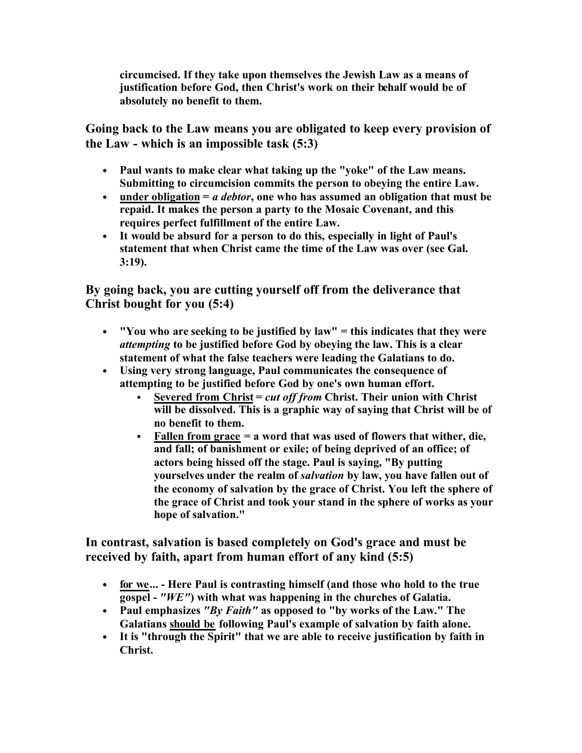**circumcised. If they take upon themselves the Jewish Law as a means of justification before God, then Christ's work on their behalf would be of absolutely no benefit to them.**

## Going back to the Law means you are obligated to keep every provision of the Law - which is an impossible task (5:3)

- **Paul wants to make clear what taking up the "yoke" of the Law means. Submitting to circumcision commits the person to obeying the entire Law.**
- **<u>under obligation</u> = *a debtor*, one who has assumed an obligation that must be repaid. It makes the person a party to the Mosaic Covenant, and this requires perfect fulfillment of the entire Law.**
- **It would be absurd for a person to do this, especially in light of Paul's statement that when Christ came the time of the Law was over (see Gal. 3:19).**

## By going back, you are cutting yourself off from the deliverance that Christ bought for you (5:4)

- **"You who are seeking to be justified by law" = this indicates that they were *attempting* to be justified before God by obeying the law. This is a clear statement of what the false teachers were leading the Galatians to do.**
- **Using very strong language, Paul communicates the consequence of attempting to be justified before God by one's own human effort.**
  - **<u>Severed from Christ</u> = *cut off from* Christ. Their union with Christ will be dissolved. This is a graphic way of saying that Christ will be of no benefit to them.**
  - **<u>Fallen from grace</u> = a word that was used of flowers that wither, die, and fall; of banishment or exile; of being deprived of an office; of actors being hissed off the stage. Paul is saying, "By putting yourselves under the realm of *salvation* by law, you have fallen out of the economy of salvation by the grace of Christ. You left the sphere of the grace of Christ and took your stand in the sphere of works as your hope of salvation."**

## In contrast, salvation is based completely on God's grace and must be received by faith, apart from human effort of any kind (5:5)

- **<u>for we</u>... - Here Paul is contrasting himself (and those who hold to the true gospel - *"WE"*) with what was happening in the churches of Galatia.**
- **Paul emphasizes *"By Faith"* as opposed to "by works of the Law." The Galatians <u>should be</u> following Paul's example of salvation by faith alone.**
- **It is "through the Spirit" that we are able to receive justification by faith in Christ.**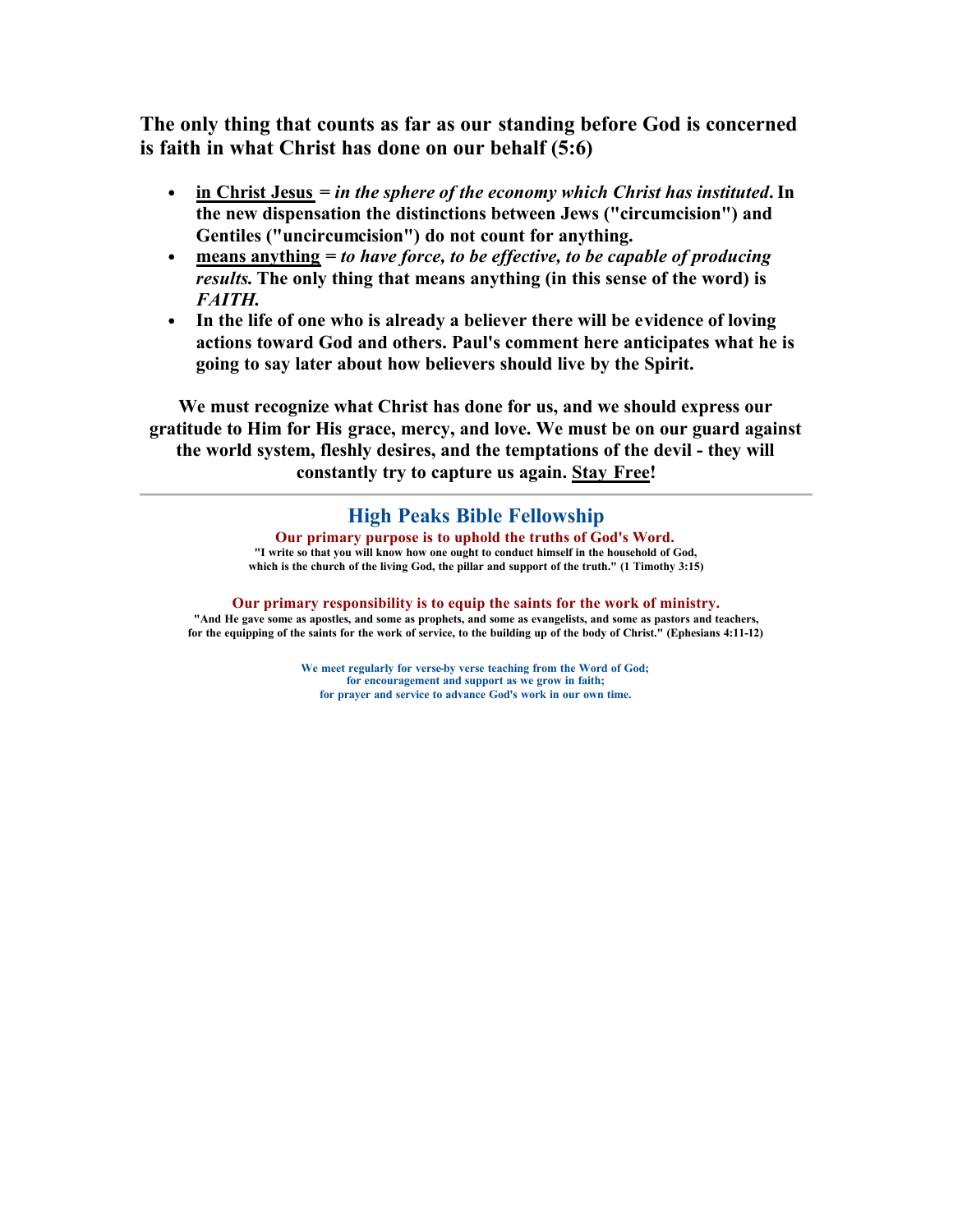**The only thing that counts as far as our standing before God is concerned is faith in what Christ has done on our behalf (5:6)**

- <u>**in Christ Jesus**</u> = ***in the sphere of the economy which Christ has instituted*. In the new dispensation the distinctions between Jews ("circumcision") and Gentiles ("uncircumcision") do not count for anything.**
- <u>**means anything**</u> = ***to have force, to be effective, to be capable of producing results.* The only thing that means anything (in this sense of the word) is *FAITH.***
- **In the life of one who is already a believer there will be evidence of loving actions toward God and others. Paul's comment here anticipates what he is going to say later about how believers should live by the Spirit.**

**We must recognize what Christ has done for us, and we should express our gratitude to Him for His grace, mercy, and love. We must be on our guard against the world system, fleshly desires, and the temptations of the devil - they will constantly try to capture us again. <u>Stay Free</u>!**

---

## High Peaks Bible Fellowship

**Our primary purpose is to uphold the truths of God's Word.**

**"I write so that you will know how one ought to conduct himself in the household of God, which is the church of the living God, the pillar and support of the truth." (1 Timothy 3:15)**

**Our primary responsibility is to equip the saints for the work of ministry.**

**"And He gave some as apostles, and some as prophets, and some as evangelists, and some as pastors and teachers, for the equipping of the saints for the work of service, to the building up of the body of Christ." (Ephesians 4:11-12)**

**We meet regularly for verse-by verse teaching from the Word of God;**
**for encouragement and support as we grow in faith;**
**for prayer and service to advance God's work in our own time.**